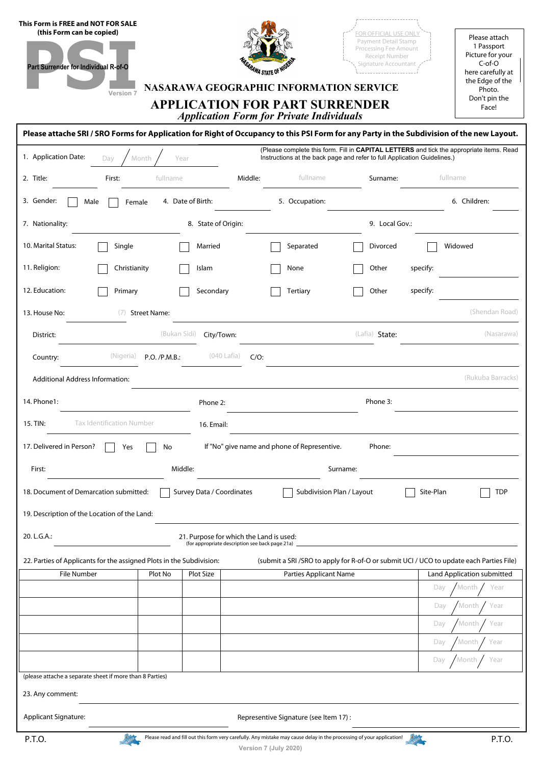**This Form is FREE and NOT FOR SALE**
**(this Form can be copied)**

**PSI**
Part Surrender for Individual R-of-O
Version 7

FOR OFFICIAL USE ONLY
Payment Detail Stamp
Processing Fee Amount
Receipt Number
Signature Accountant

Please attach 1 Passport Picture for your C-of-O here carefully at the Edge of the Photo. Don't pin the Face!

NASARAWA STATE OF NIGERIA

# NASARAWA GEOGRAPHIC INFORMATION SERVICE

# APPLICATION FOR PART SURRENDER

*Application Form for Private Individuals*

**Please attache SRI / SRO Forms for Application for Right of Occupancy to this PSI Form for any Party in the Subdivision of the new Layout.**

1. Application Date: Day / Month / Year (Please complete this form. Fill in **CAPITAL LETTERS** and tick the appropriate items. Read Instructions at the back page and refer to full Application Guidelines.)

2. Title: ______ First: fullname ______ Middle: fullname ______ Surname: fullname ______

3. Gender: ☐ Male ☐ Female 4. Date of Birth: ______ 5. Occupation: ______ 6. Children: ______

7. Nationality: ______ 8. State of Origin: ______ 9. Local Gov.: ______

10. Marital Status: ☐ Single ☐ Married ☐ Separated ☐ Divorced ☐ Widowed

11. Religion: ☐ Christianity ☐ Islam ☐ None ☐ Other specify: ______

12. Education: ☐ Primary ☐ Secondary ☐ Tertiary ☐ Other specify: ______

13. House No: (7) ______ Street Name: (Shendan Road) ______

District: (Bukan Sidi) ______ City/Town: (Lafia) ______ State: (Nasarawa) ______

Country: (Nigeria) ______ P.O. /P.M.B.: (040 Lafia) ______ C/O: ______

Additional Address Information: (Rukuba Barracks) ______

14. Phone1: ______ Phone 2: ______ Phone 3: ______

15. TIN: Tax Identification Number ______ 16. Email: ______

17. Delivered in Person? ☐ Yes ☐ No If "No" give name and phone of Representive. Phone: ______

First: ______ Middle: ______ Surname: ______

18. Document of Demarcation submitted: ☐ Survey Data / Coordinates ☐ Subdivision Plan / Layout ☐ Site-Plan ☐ TDP

19. Description of the Location of the Land: ______

20. L.G.A.: ______ 21. Purpose for which the Land is used: ______
(for appropriate description see back page 21a)

22. Parties of Applicants for the assigned Plots in the Subdivision: (submit a SRI /SRO to apply for R-of-O or submit UCI / UCO to update each Parties File)

| File Number | Plot No | Plot Size | Parties Applicant Name | Land Application submitted |
|---|---|---|---|---|
| | | | | Day / Month / Year |
| | | | | Day / Month / Year |
| | | | | Day / Month / Year |
| | | | | Day / Month / Year |
| | | | | Day / Month / Year |

(please attache a separate sheet if more than 8 Parties)

23. Any comment: ______

Applicant Signature: ______ Represenitive Signature (see Item 17) : ______

P.T.O. Please read and fill out this form very carefully. Any mistake may cause delay in the processing of your application! P.T.O.

Version 7 (July 2020)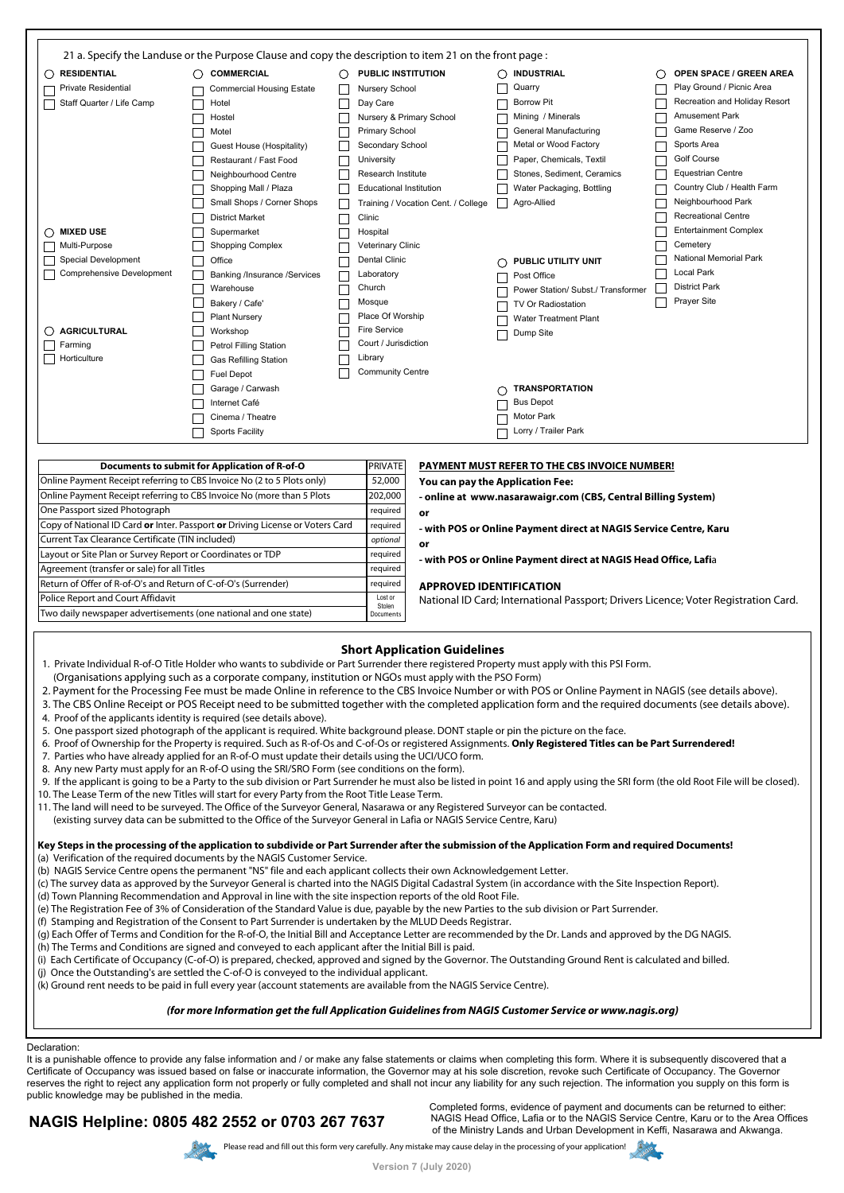21 a. Specify the Landuse or the Purpose Clause and copy the description to item 21 on the front page :

○ **RESIDENTIAL**
- ☐ Private Residential
- ☐ Staff Quarter / Life Camp

○ **MIXED USE**
- ☐ Multi-Purpose
- ☐ Special Development
- ☐ Comprehensive Development

○ **AGRICULTURAL**
- ☐ Farming
- ☐ Horticulture

○ **COMMERCIAL**
- ☐ Commercial Housing Estate
- ☐ Hotel
- ☐ Hostel
- ☐ Motel
- ☐ Guest House (Hospitality)
- ☐ Restaurant / Fast Food
- ☐ Neighbourhood Centre
- ☐ Shopping Mall / Plaza
- ☐ Small Shops / Corner Shops
- ☐ District Market
- ☐ Supermarket
- ☐ Shopping Complex
- ☐ Office
- ☐ Banking /Insurance /Services
- ☐ Warehouse
- ☐ Bakery / Cafe'
- ☐ Plant Nursery
- ☐ Workshop
- ☐ Petrol Filling Station
- ☐ Gas Refilling Station
- ☐ Fuel Depot
- ☐ Garage / Carwash
- ☐ Internet Café
- ☐ Cinema / Theatre
- ☐ Sports Facility

○ **PUBLIC INSTITUTION**
- ☐ Nursery School
- ☐ Day Care
- ☐ Nursery & Primary School
- ☐ Primary School
- ☐ Secondary School
- ☐ University
- ☐ Research Institute
- ☐ Educational Institution
- ☐ Training / Vocation Cent. / College
- ☐ Clinic
- ☐ Hospital
- ☐ Veterinary Clinic
- ☐ Dental Clinic
- ☐ Laboratory
- ☐ Church
- ☐ Mosque
- ☐ Place Of Worship
- ☐ Fire Service
- ☐ Court / Jurisdiction
- ☐ Library
- ☐ Community Centre

○ **INDUSTRIAL**
- ☐ Quarry
- ☐ Borrow Pit
- ☐ Mining / Minerals
- ☐ General Manufacturing
- ☐ Metal or Wood Factory
- ☐ Paper, Chemicals, Textil
- ☐ Stones, Sediment, Ceramics
- ☐ Water Packaging, Bottling
- ☐ Agro-Allied

○ **PUBLIC UTILITY UNIT**
- ☐ Post Office
- ☐ Power Station/ Subst./ Transformer
- ☐ TV Or Radiostation
- ☐ Water Treatment Plant
- ☐ Dump Site

○ **TRANSPORTATION**
- ☐ Bus Depot
- ☐ Motor Park
- ☐ Lorry / Trailer Park

○ **OPEN SPACE / GREEN AREA**
- ☐ Play Ground / Picnic Area
- ☐ Recreation and Holiday Resort
- ☐ Amusement Park
- ☐ Game Reserve / Zoo
- ☐ Sports Area
- ☐ Golf Course
- ☐ Equestrian Centre
- ☐ Country Club / Health Farm
- ☐ Neighbourhood Park
- ☐ Recreational Centre
- ☐ Entertainment Complex
- ☐ Cemetery
- ☐ National Memorial Park
- ☐ Local Park
- ☐ District Park
- ☐ Prayer Site

| Documents to submit for Application of R-of-O | PRIVATE |
|---|---|
| Online Payment Receipt referring to CBS Invoice No (2 to 5 Plots only) | 52,000 |
| Online Payment Receipt referring to CBS Invoice No (more than 5 Plots | 202,000 |
| One Passport sized Photograph | required |
| Copy of National ID Card **or** Inter. Passport **or** Driving License or Voters Card | required |
| Current Tax Clearance Certificate (TIN included) | optional |
| Layout or Site Plan or Survey Report or Coordinates or TDP | required |
| Agreement (transfer or sale) for all Titles | required |
| Return of Offer of R-of-O's and Return of C-of-O's (Surrender) | required |
| Police Report and Court Affidavit | Lost or Stolen Documents |
| Two daily newspaper advertisements (one national and one state) | |

**PAYMENT MUST REFER TO THE CBS INVOICE NUMBER!**

**You can pay the Application Fee:**

**- online at www.nasarawaigr.com (CBS, Central Billing System)**

**or**

**- with POS or Online Payment direct at NAGIS Service Centre, Karu**

**or**

**- with POS or Online Payment direct at NAGIS Head Office, Lafia**

**APPROVED IDENTIFICATION**

National ID Card; International Passport; Drivers Licence; Voter Registration Card.

## Short Application Guidelines

1. Private Individual R-of-O Title Holder who wants to subdivide or Part Surrender there registered Property must apply with this PSI Form. (Organisations applying such as a corporate company, institution or NGOs must apply with the PSO Form)
2. Payment for the Processing Fee must be made Online in reference to the CBS Invoice Number or with POS or Online Payment in NAGIS (see details above).
3. The CBS Online Receipt or POS Receipt need to be submitted together with the completed application form and the required documents (see details above).
4. Proof of the applicants identity is required (see details above).
5. One passport sized photograph of the applicant is required. White background please. DONT staple or pin the picture on the face.
6. Proof of Ownership for the Property is required. Such as R-of-Os and C-of-Os or registered Assignments. **Only Registered Titles can be Part Surrendered!**
7. Parties who have already applied for an R-of-O must update their details using the UCI/UCO form.
8. Any new Party must apply for an R-of-O using the SRI/SRO Form (see conditions on the form).
9. If the applicant is going to be a Party to the sub division or Part Surrender he must also be listed in point 16 and apply using the SRI form (the old Root File will be closed).
10. The Lease Term of the new Titles will start for every Party from the Root Title Lease Term.
11. The land will need to be surveyed. The Office of the Surveyor General, Nasarawa or any Registered Surveyor can be contacted. (existing survey data can be submitted to the Office of the Surveyor General in Lafia or NAGIS Service Centre, Karu)

**Key Steps in the processing of the application to subdivide or Part Surrender after the submission of the Application Form and required Documents!**

(a) Verification of the required documents by the NAGIS Customer Service.
(b) NAGIS Service Centre opens the permanent "NS" file and each applicant collects their own Acknowledgement Letter.
(c) The survey data as approved by the Surveyor General is charted into the NAGIS Digital Cadastral System (in accordance with the Site Inspection Report).
(d) Town Planning Recommendation and Approval in line with the site inspection reports of the old Root File.
(e) The Registration Fee of 3% of Consideration of the Standard Value is due, payable by the new Parties to the sub division or Part Surrender.
(f) Stamping and Registration of the Consent to Part Surrender is undertaken by the MLUD Deeds Registrar.
(g) Each Offer of Terms and Condition for the R-of-O, the Initial Bill and Acceptance Letter are recommended by the Dr. Lands and approved by the DG NAGIS.
(h) The Terms and Conditions are signed and conveyed to each applicant after the Initial Bill is paid.
(i) Each Certificate of Occupancy (C-of-O) is prepared, checked, approved and signed by the Governor. The Outstanding Ground Rent is calculated and billed.
(j) Once the Outstanding's are settled the C-of-O is conveyed to the individual applicant.
(k) Ground rent needs to be paid in full every year (account statements are available from the NAGIS Service Centre).

***(for more Information get the full Application Guidelines from NAGIS Customer Service or www.nagis.org)***

Declaration:

It is a punishable offence to provide any false information and / or make any false statements or claims when completing this form. Where it is subsequently discovered that a Certificate of Occupancy was issued based on false or inaccurate information, the Governor may at his sole discretion, revoke such Certificate of Occupancy. The Governor reserves the right to reject any application form not properly or fully completed and shall not incur any liability for any such rejection. The information you supply on this form is public knowledge may be published in the media.

**NAGIS Helpline: 0805 482 2552 or 0703 267 7637**

Completed forms, evidence of payment and documents can be returned to either: NAGIS Head Office, Lafia or to the NAGIS Service Centre, Karu or to the Area Offices of the Ministry Lands and Urban Development in Keffi, Nasarawa and Akwanga.

Please read and fill out this form very carefully. Any mistake may cause delay in the processing of your application!

Version 7 (July 2020)